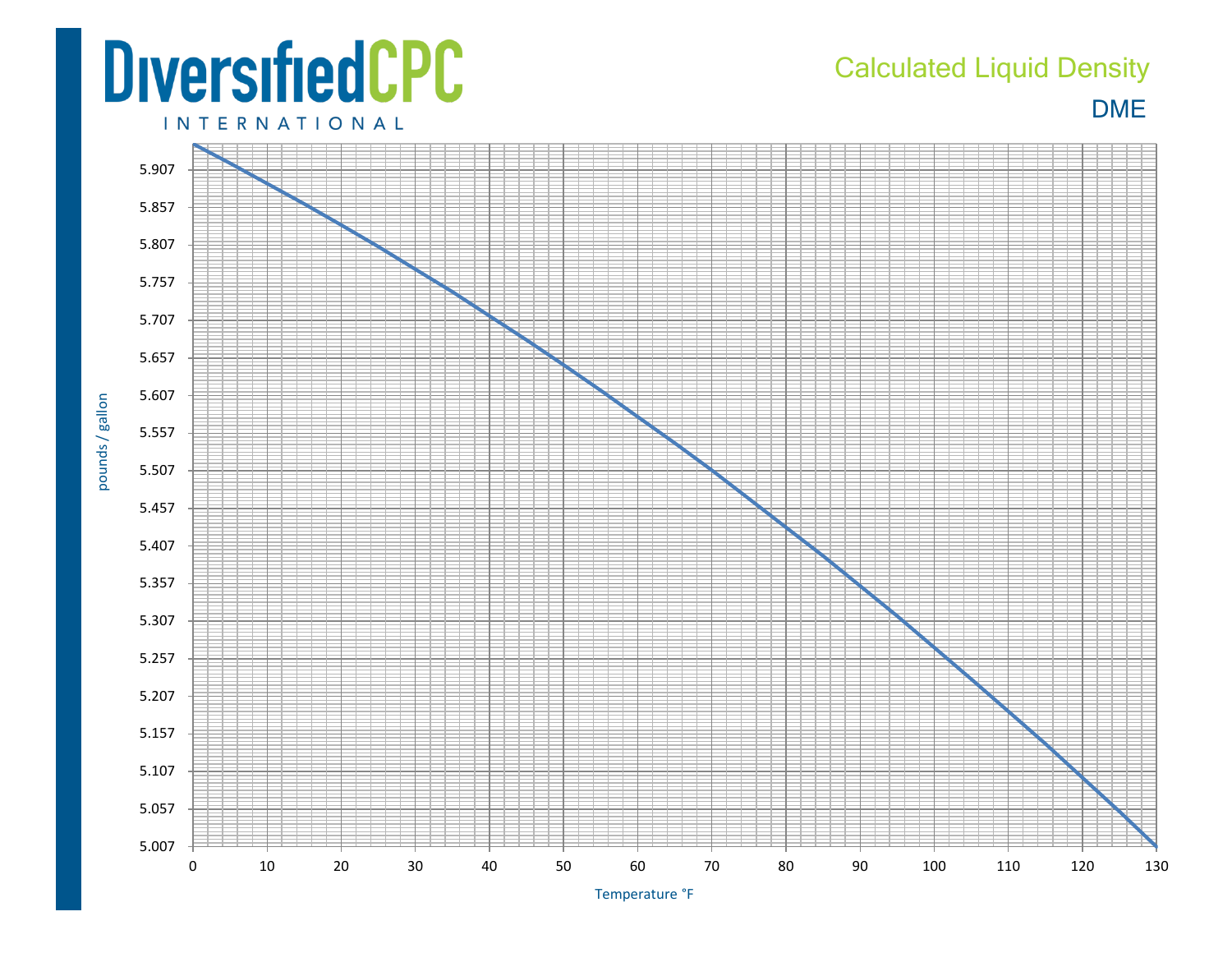# DiversifiedCPC INTERNATIONAL

## Calculated Liquid Density

### DME

pounds / gallon

5.907
5.857
5.807
5.757
5.707
5.657
5.607
5.557
5.507
5.457
5.407
5.357
5.307
5.257
5.207
5.157
5.107
5.057
5.007

0 10 20 30 40 50 60 70 80 90 100 110 120 130

Temperature °F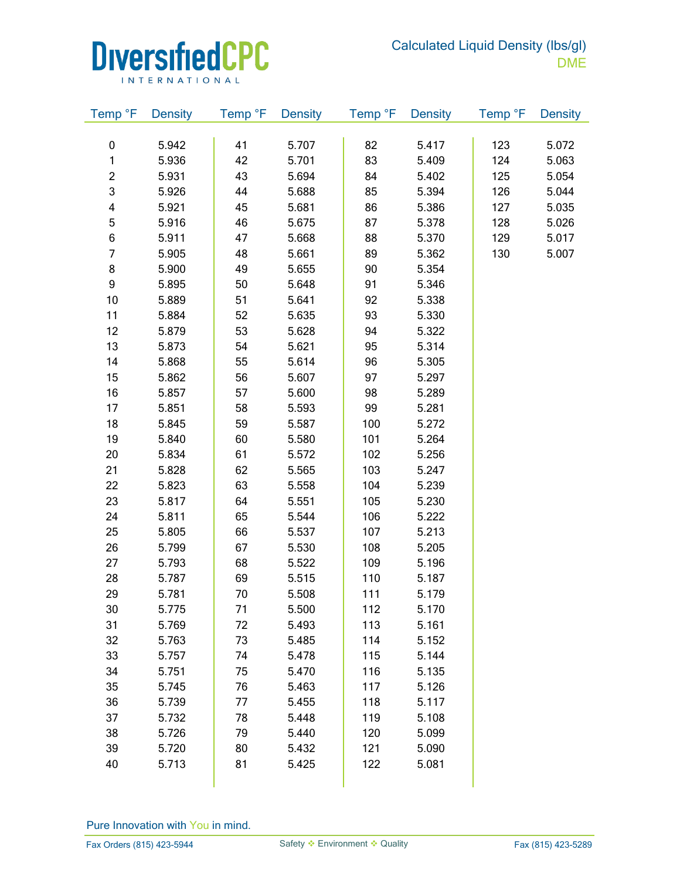DiversifiedCPC INTERNATIONAL

# Calculated Liquid Density (lbs/gl)

## DME

| Temp °F | Density | Temp °F | Density | Temp °F | Density | Temp °F | Density |
|---|---|---|---|---|---|---|---|
| 0 | 5.942 | 41 | 5.707 | 82 | 5.417 | 123 | 5.072 |
| 1 | 5.936 | 42 | 5.701 | 83 | 5.409 | 124 | 5.063 |
| 2 | 5.931 | 43 | 5.694 | 84 | 5.402 | 125 | 5.054 |
| 3 | 5.926 | 44 | 5.688 | 85 | 5.394 | 126 | 5.044 |
| 4 | 5.921 | 45 | 5.681 | 86 | 5.386 | 127 | 5.035 |
| 5 | 5.916 | 46 | 5.675 | 87 | 5.378 | 128 | 5.026 |
| 6 | 5.911 | 47 | 5.668 | 88 | 5.370 | 129 | 5.017 |
| 7 | 5.905 | 48 | 5.661 | 89 | 5.362 | 130 | 5.007 |
| 8 | 5.900 | 49 | 5.655 | 90 | 5.354 | | |
| 9 | 5.895 | 50 | 5.648 | 91 | 5.346 | | |
| 10 | 5.889 | 51 | 5.641 | 92 | 5.338 | | |
| 11 | 5.884 | 52 | 5.635 | 93 | 5.330 | | |
| 12 | 5.879 | 53 | 5.628 | 94 | 5.322 | | |
| 13 | 5.873 | 54 | 5.621 | 95 | 5.314 | | |
| 14 | 5.868 | 55 | 5.614 | 96 | 5.305 | | |
| 15 | 5.862 | 56 | 5.607 | 97 | 5.297 | | |
| 16 | 5.857 | 57 | 5.600 | 98 | 5.289 | | |
| 17 | 5.851 | 58 | 5.593 | 99 | 5.281 | | |
| 18 | 5.845 | 59 | 5.587 | 100 | 5.272 | | |
| 19 | 5.840 | 60 | 5.580 | 101 | 5.264 | | |
| 20 | 5.834 | 61 | 5.572 | 102 | 5.256 | | |
| 21 | 5.828 | 62 | 5.565 | 103 | 5.247 | | |
| 22 | 5.823 | 63 | 5.558 | 104 | 5.239 | | |
| 23 | 5.817 | 64 | 5.551 | 105 | 5.230 | | |
| 24 | 5.811 | 65 | 5.544 | 106 | 5.222 | | |
| 25 | 5.805 | 66 | 5.537 | 107 | 5.213 | | |
| 26 | 5.799 | 67 | 5.530 | 108 | 5.205 | | |
| 27 | 5.793 | 68 | 5.522 | 109 | 5.196 | | |
| 28 | 5.787 | 69 | 5.515 | 110 | 5.187 | | |
| 29 | 5.781 | 70 | 5.508 | 111 | 5.179 | | |
| 30 | 5.775 | 71 | 5.500 | 112 | 5.170 | | |
| 31 | 5.769 | 72 | 5.493 | 113 | 5.161 | | |
| 32 | 5.763 | 73 | 5.485 | 114 | 5.152 | | |
| 33 | 5.757 | 74 | 5.478 | 115 | 5.144 | | |
| 34 | 5.751 | 75 | 5.470 | 116 | 5.135 | | |
| 35 | 5.745 | 76 | 5.463 | 117 | 5.126 | | |
| 36 | 5.739 | 77 | 5.455 | 118 | 5.117 | | |
| 37 | 5.732 | 78 | 5.448 | 119 | 5.108 | | |
| 38 | 5.726 | 79 | 5.440 | 120 | 5.099 | | |
| 39 | 5.720 | 80 | 5.432 | 121 | 5.090 | | |
| 40 | 5.713 | 81 | 5.425 | 122 | 5.081 | | |

Pure Innovation with You in mind.

Fax Orders (815) 423-5944 — Safety ❖ Environment ❖ Quality — Fax (815) 423-5289